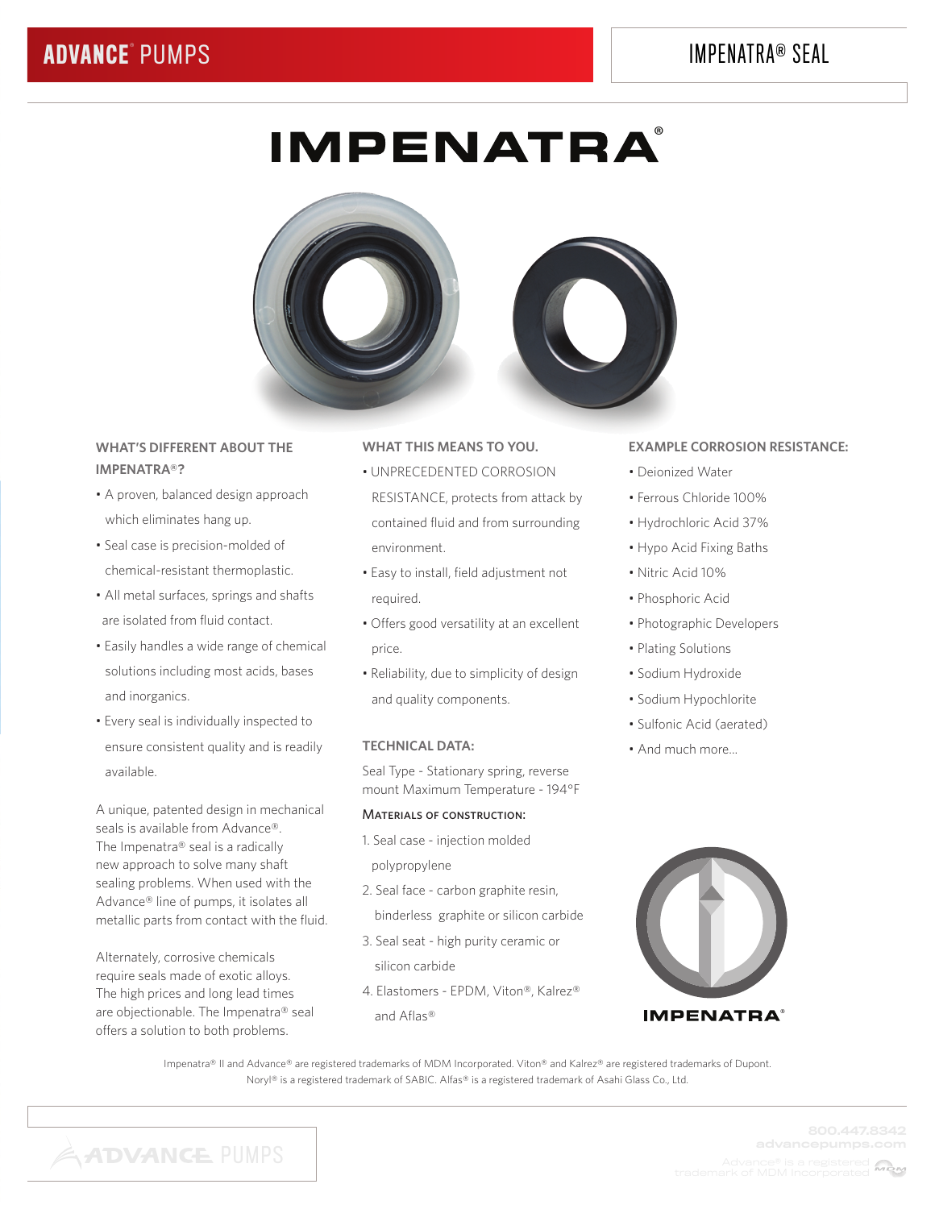# IMPENATRA®

## WHAT'S DIFFERENT ABOUT THE IMPENATRA®?

- A proven, balanced design approach which eliminates hang up.
- Seal case is precision-molded of chemical-resistant thermoplastic.
- All metal surfaces, springs and shafts are isolated from fluid contact.
- Easily handles a wide range of chemical solutions including most acids, bases and inorganics.
- Every seal is individually inspected to ensure consistent quality and is readily available.

A unique, patented design in mechanical seals is available from Advance®. The Impenatra® seal is a radically new approach to solve many shaft sealing problems. When used with the Advance® line of pumps, it isolates all metallic parts from contact with the fluid.

Alternately, corrosive chemicals require seals made of exotic alloys. The high prices and long lead times are objectionable. The Impenatra® seal offers a solution to both problems.

## WHAT THIS MEANS TO YOU.

- UNPRECEDENTED CORROSION RESISTANCE, protects from attack by contained fluid and from surrounding environment.
- Easy to install, field adjustment not required.
- Offers good versatility at an excellent price.
- Reliability, due to simplicity of design and quality components.

## TECHNICAL DATA:

Seal Type - Stationary spring, reverse mount Maximum Temperature - 194°F

**Materials of construction:**

1. Seal case - injection molded polypropylene
2. Seal face - carbon graphite resin, binderless graphite or silicon carbide
3. Seal seat - high purity ceramic or silicon carbide
4. Elastomers - EPDM, Viton®, Kalrez® and Aflas®

## EXAMPLE CORROSION RESISTANCE:

- Deionized Water
- Ferrous Chloride 100%
- Hydrochloric Acid 37%
- Hypo Acid Fixing Baths
- Nitric Acid 10%
- Phosphoric Acid
- Photographic Developers
- Plating Solutions
- Sodium Hydroxide
- Sodium Hypochlorite
- Sulfonic Acid (aerated)
- And much more...

IMPENATRA®

Impenatra® II and Advance® are registered trademarks of MDM Incorporated. Viton® and Kalrez® are registered trademarks of Dupont. Noryl® is a registered trademark of SABIC. Alfas® is a registered trademark of Asahi Glass Co., Ltd.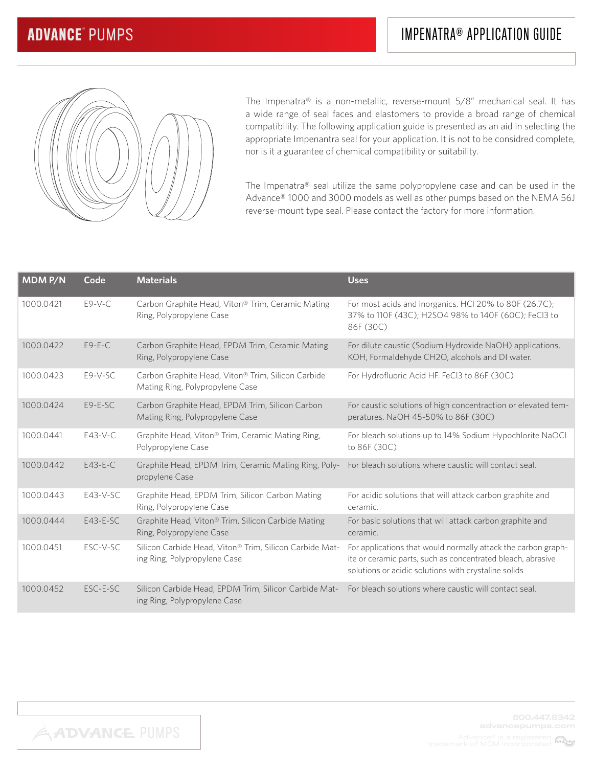# IMPENATRA® APPLICATION GUIDE

The Impenatra® is a non-metallic, reverse-mount 5/8" mechanical seal. It has a wide range of seal faces and elastomers to provide a broad range of chemical compatibility. The following application guide is presented as an aid in selecting the appropriate Impenantra seal for your application. It is not to be considred complete, nor is it a guarantee of chemical compatibility or suitability.

The Impenatra® seal utilize the same polypropylene case and can be used in the Advance® 1000 and 3000 models as well as other pumps based on the NEMA 56J reverse-mount type seal. Please contact the factory for more information.

| MDM P/N | Code | Materials | Uses |
|---|---|---|---|
| 1000.0421 | E9-V-C | Carbon Graphite Head, Viton® Trim, Ceramic Mating Ring, Polypropylene Case | For most acids and inorganics. HCl 20% to 80F (26.7C); 37% to 110F (43C); $H_2SO_4$ 98% to 140F (60C); $FeCl_3$ to 86F (30C) |
| 1000.0422 | E9-E-C | Carbon Graphite Head, EPDM Trim, Ceramic Mating Ring, Polypropylene Case | For dilute caustic (Sodium Hydroxide NaOH) applications, KOH, Formaldehyde $CH_2O$, alcohols and DI water. |
| 1000.0423 | E9-V-SC | Carbon Graphite Head, Viton® Trim, Silicon Carbide Mating Ring, Polypropylene Case | For Hydrofluoric Acid HF. $FeCl_3$ to 86F (30C) |
| 1000.0424 | E9-E-SC | Carbon Graphite Head, EPDM Trim, Silicon Carbon Mating Ring, Polypropylene Case | For caustic solutions of high concentraction or elevated temperatures. NaOH 45-50% to 86F (30C) |
| 1000.0441 | E43-V-C | Graphite Head, Viton® Trim, Ceramic Mating Ring, Polypropylene Case | For bleach solutions up to 14% Sodium Hypochlorite NaOCl to 86F (30C) |
| 1000.0442 | E43-E-C | Graphite Head, EPDM Trim, Ceramic Mating Ring, Polypropylene Case | For bleach solutions where caustic will contact seal. |
| 1000.0443 | E43-V-SC | Graphite Head, EPDM Trim, Silicon Carbon Mating Ring, Polypropylene Case | For acidic solutions that will attack carbon graphite and ceramic. |
| 1000.0444 | E43-E-SC | Graphite Head, Viton® Trim, Silicon Carbide Mating Ring, Polypropylene Case | For basic solutions that will attack carbon graphite and ceramic. |
| 1000.0451 | ESC-V-SC | Silicon Carbide Head, Viton® Trim, Silicon Carbide Mating Ring, Polypropylene Case | For applications that would normally attack the carbon graphite or ceramic parts, such as concentrated bleach, abrasive solutions or acidic solutions with crystaline solids |
| 1000.0452 | ESC-E-SC | Silicon Carbide Head, EPDM Trim, Silicon Carbide Mating Ring, Polypropylene Case | For bleach solutions where caustic will contact seal. |

800.447.8342
advancepumps.com
Advance® is a registered trademark of MDM Incorporated